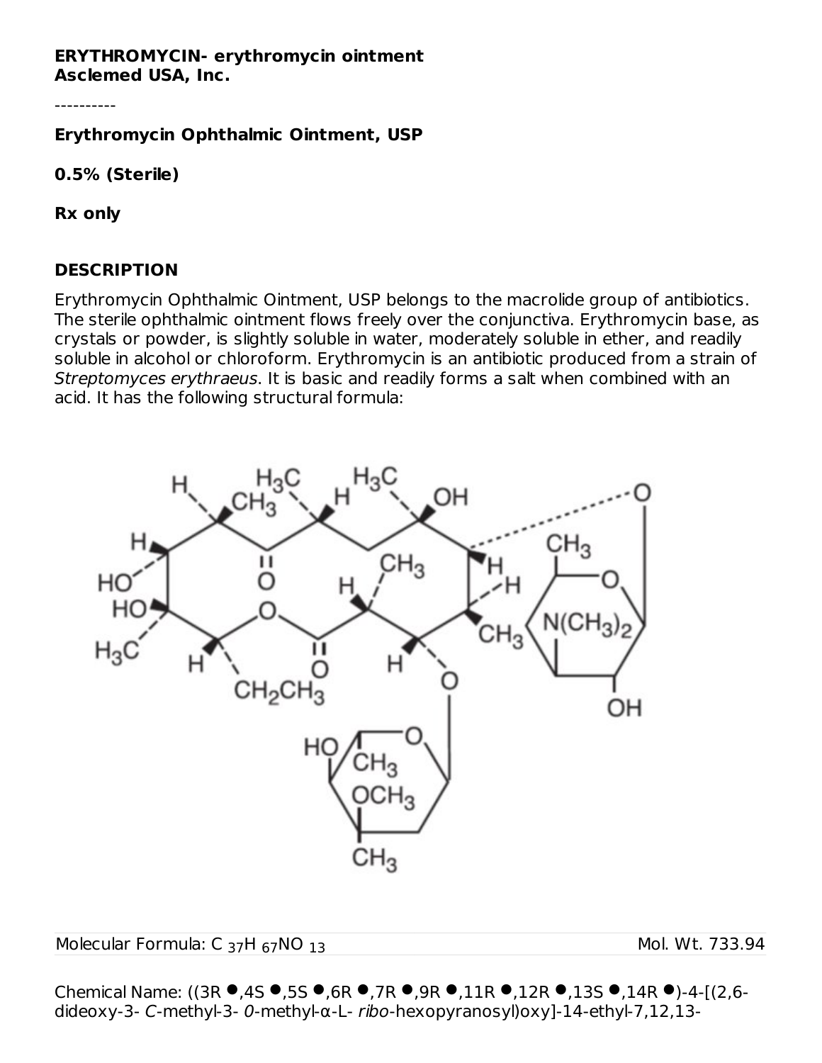**ERYTHROMYCIN- erythromycin ointment**
**Asclemed USA, Inc.**

----------

**Erythromycin Ophthalmic Ointment, USP**

**0.5% (Sterile)**

**Rx only**

## DESCRIPTION

Erythromycin Ophthalmic Ointment, USP belongs to the macrolide group of antibiotics. The sterile ophthalmic ointment flows freely over the conjunctiva. Erythromycin base, as crystals or powder, is slightly soluble in water, moderately soluble in ether, and readily soluble in alcohol or chloroform. Erythromycin is an antibiotic produced from a strain of *Streptomyces erythraeus*. It is basic and readily forms a salt when combined with an acid. It has the following structural formula:

Molecular Formula: $C_{37}H_{67}NO_{13}$ Mol. Wt. 733.94

Chemical Name: ((3R●,4S●,5S●,6R●,7R●,9R●,11R●,12R●,13S●,14R●)-4-[(2,6-dideoxy-3- *C*-methyl-3- *0*-methyl-α-L- *ribo*-hexopyranosyl)oxy]-14-ethyl-7,12,13-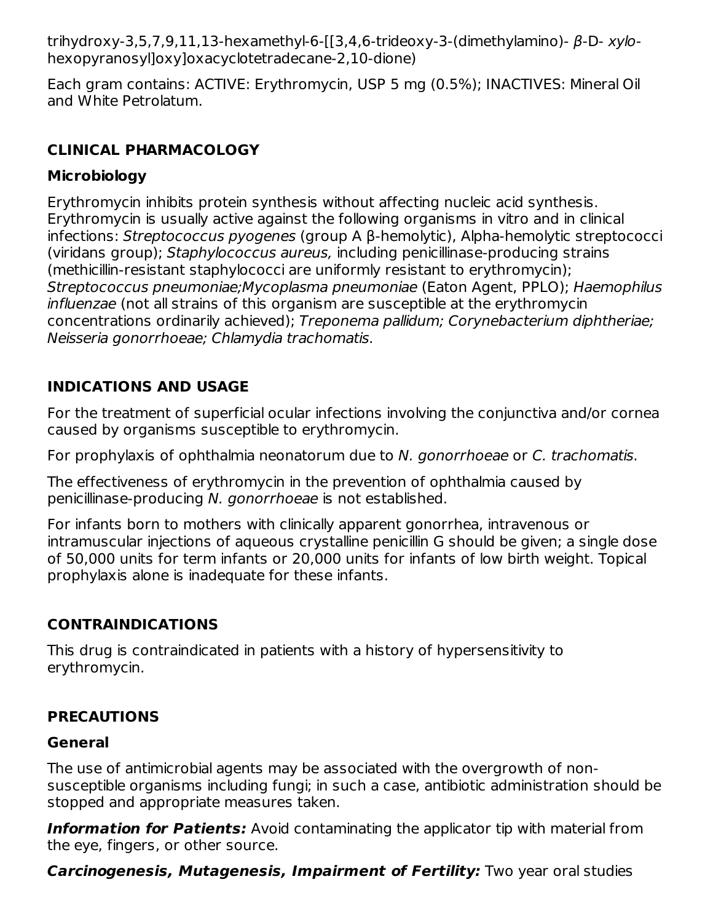trihydroxy-3,5,7,9,11,13-hexamethyl-6-[[3,4,6-trideoxy-3-(dimethylamino)- *β*-D- *xylo*-hexopyranosyl]oxy]oxacyclotetradecane-2,10-dione)

Each gram contains: ACTIVE: Erythromycin, USP 5 mg (0.5%); INACTIVES: Mineral Oil and White Petrolatum.

## CLINICAL PHARMACOLOGY

### Microbiology

Erythromycin inhibits protein synthesis without affecting nucleic acid synthesis. Erythromycin is usually active against the following organisms in vitro and in clinical infections: *Streptococcus pyogenes* (group A β-hemolytic), Alpha-hemolytic streptococci (viridans group); *Staphylococcus aureus,* including penicillinase-producing strains (methicillin-resistant staphylococci are uniformly resistant to erythromycin); *Streptococcus pneumoniae;Mycoplasma pneumoniae* (Eaton Agent, PPLO); *Haemophilus influenzae* (not all strains of this organism are susceptible at the erythromycin concentrations ordinarily achieved); *Treponema pallidum; Corynebacterium diphtheriae; Neisseria gonorrhoeae; Chlamydia trachomatis*.

## INDICATIONS AND USAGE

For the treatment of superficial ocular infections involving the conjunctiva and/or cornea caused by organisms susceptible to erythromycin.

For prophylaxis of ophthalmia neonatorum due to *N. gonorrhoeae* or *C. trachomatis*.

The effectiveness of erythromycin in the prevention of ophthalmia caused by penicillinase-producing *N. gonorrhoeae* is not established.

For infants born to mothers with clinically apparent gonorrhea, intravenous or intramuscular injections of aqueous crystalline penicillin G should be given; a single dose of 50,000 units for term infants or 20,000 units for infants of low birth weight. Topical prophylaxis alone is inadequate for these infants.

## CONTRAINDICATIONS

This drug is contraindicated in patients with a history of hypersensitivity to erythromycin.

## PRECAUTIONS

### General

The use of antimicrobial agents may be associated with the overgrowth of non-susceptible organisms including fungi; in such a case, antibiotic administration should be stopped and appropriate measures taken.

***Information for Patients:*** Avoid contaminating the applicator tip with material from the eye, fingers, or other source.

***Carcinogenesis, Mutagenesis, Impairment of Fertility:*** Two year oral studies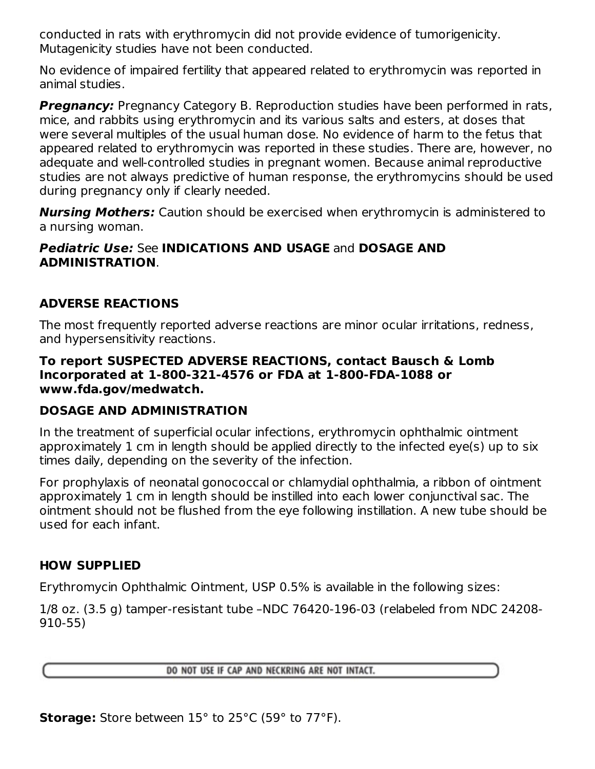conducted in rats with erythromycin did not provide evidence of tumorigenicity. Mutagenicity studies have not been conducted.

No evidence of impaired fertility that appeared related to erythromycin was reported in animal studies.

***Pregnancy:*** Pregnancy Category B. Reproduction studies have been performed in rats, mice, and rabbits using erythromycin and its various salts and esters, at doses that were several multiples of the usual human dose. No evidence of harm to the fetus that appeared related to erythromycin was reported in these studies. There are, however, no adequate and well-controlled studies in pregnant women. Because animal reproductive studies are not always predictive of human response, the erythromycins should be used during pregnancy only if clearly needed.

***Nursing Mothers:*** Caution should be exercised when erythromycin is administered to a nursing woman.

***Pediatric Use:*** See **INDICATIONS AND USAGE** and **DOSAGE AND ADMINISTRATION**.

## ADVERSE REACTIONS

The most frequently reported adverse reactions are minor ocular irritations, redness, and hypersensitivity reactions.

**To report SUSPECTED ADVERSE REACTIONS, contact Bausch & Lomb Incorporated at 1-800-321-4576 or FDA at 1-800-FDA-1088 or www.fda.gov/medwatch.**

## DOSAGE AND ADMINISTRATION

In the treatment of superficial ocular infections, erythromycin ophthalmic ointment approximately 1 cm in length should be applied directly to the infected eye(s) up to six times daily, depending on the severity of the infection.

For prophylaxis of neonatal gonococcal or chlamydial ophthalmia, a ribbon of ointment approximately 1 cm in length should be instilled into each lower conjunctival sac. The ointment should not be flushed from the eye following instillation. A new tube should be used for each infant.

## HOW SUPPLIED

Erythromycin Ophthalmic Ointment, USP 0.5% is available in the following sizes:

1/8 oz. (3.5 g) tamper-resistant tube –NDC 76420-196-03 (relabeled from NDC 24208-910-55)

DO NOT USE IF CAP AND NECKRING ARE NOT INTACT.

**Storage:** Store between 15° to 25°C (59° to 77°F).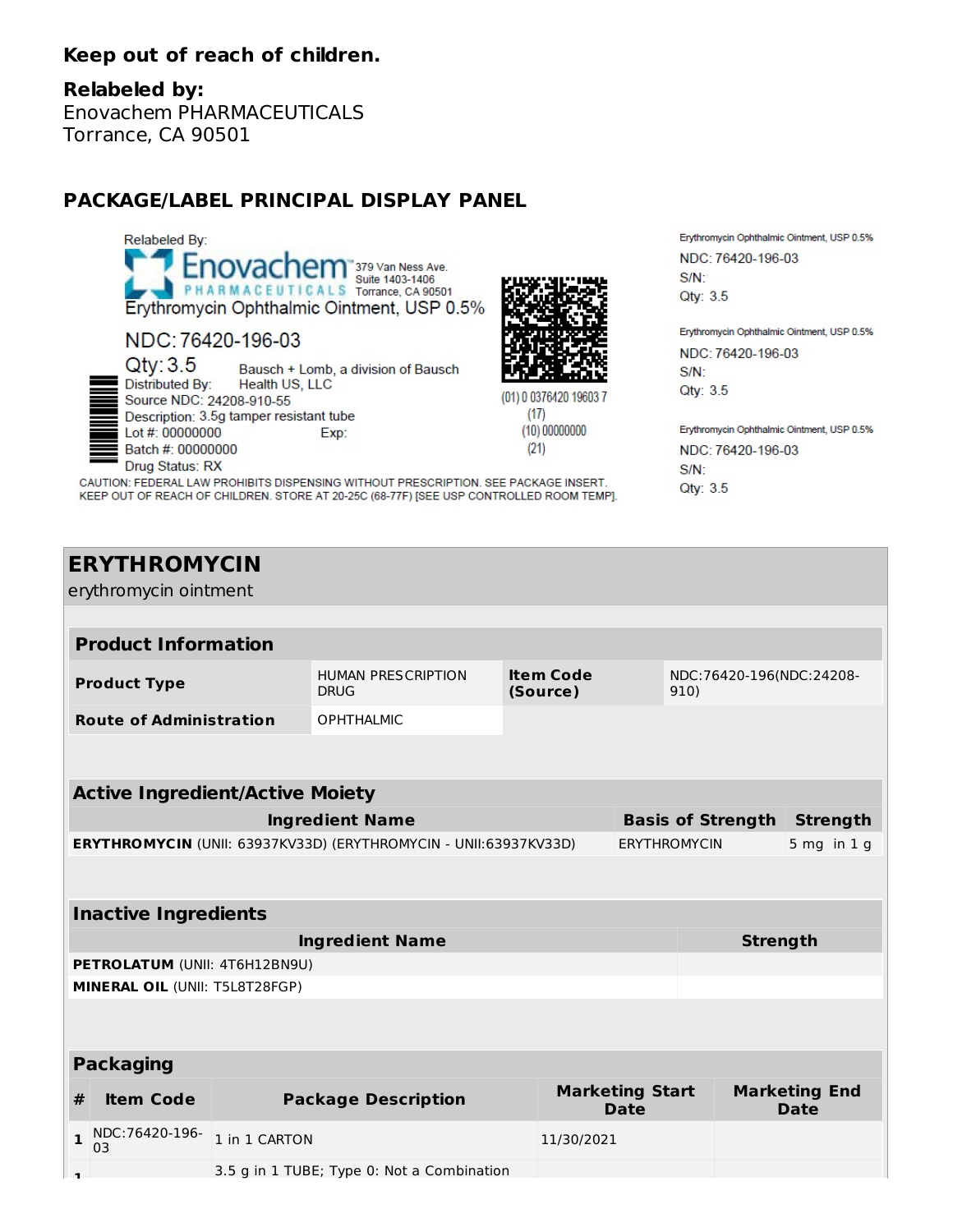**Keep out of reach of children.**

**Relabeled by:**
Enovachem PHARMACEUTICALS
Torrance, CA 90501

## PACKAGE/LABEL PRINCIPAL DISPLAY PANEL

Relabeled By:
Enovachem PHARMACEUTICALS 379 Van Ness Ave. Suite 1403-1406 Torrance, CA 90501
Erythromycin Ophthalmic Ointment, USP 0.5%

NDC: 76420-196-03

Qty: 3.5
Distributed By: Bausch + Lomb, a division of Bausch Health US, LLC
Source NDC: 24208-910-55
Description: 3.5g tamper resistant tube
Lot #: 00000000 Exp:
Batch #: 00000000
Drug Status: RX

(01) 0 0376420 19603 7
(17)
(10) 00000000
(21)

CAUTION: FEDERAL LAW PROHIBITS DISPENSING WITHOUT PRESCRIPTION. SEE PACKAGE INSERT. KEEP OUT OF REACH OF CHILDREN. STORE AT 20-25C (68-77F) [SEE USP CONTROLLED ROOM TEMP].

Erythromycin Ophthalmic Ointment, USP 0.5%
NDC: 76420-196-03
S/N:
Qty: 3.5

Erythromycin Ophthalmic Ointment, USP 0.5%
NDC: 76420-196-03
S/N:
Qty: 3.5

Erythromycin Ophthalmic Ointment, USP 0.5%
NDC: 76420-196-03
S/N:
Qty: 3.5

## ERYTHROMYCIN

erythromycin ointment

### Product Information

| | | | |
|---|---|---|---|
| **Product Type** | HUMAN PRESCRIPTION DRUG | **Item Code (Source)** | NDC:76420-196(NDC:24208-910) |
| **Route of Administration** | OPHTHALMIC | | |

### Active Ingredient/Active Moiety

| Ingredient Name | Basis of Strength | Strength |
|---|---|---|
| **ERYTHROMYCIN** (UNII: 63937KV33D) (ERYTHROMYCIN - UNII:63937KV33D) | ERYTHROMYCIN | 5 mg in 1 g |

### Inactive Ingredients

| Ingredient Name | Strength |
|---|---|
| **PETROLATUM** (UNII: 4T6H12BN9U) | |
| **MINERAL OIL** (UNII: T5L8T28FGP) | |

### Packaging

| # | Item Code | Package Description | Marketing Start Date | Marketing End Date |
|---|---|---|---|---|
| 1 | NDC:76420-196-03 | 1 in 1 CARTON | 11/30/2021 | |
| 1 | | 3.5 g in 1 TUBE; Type 0: Not a Combination | | |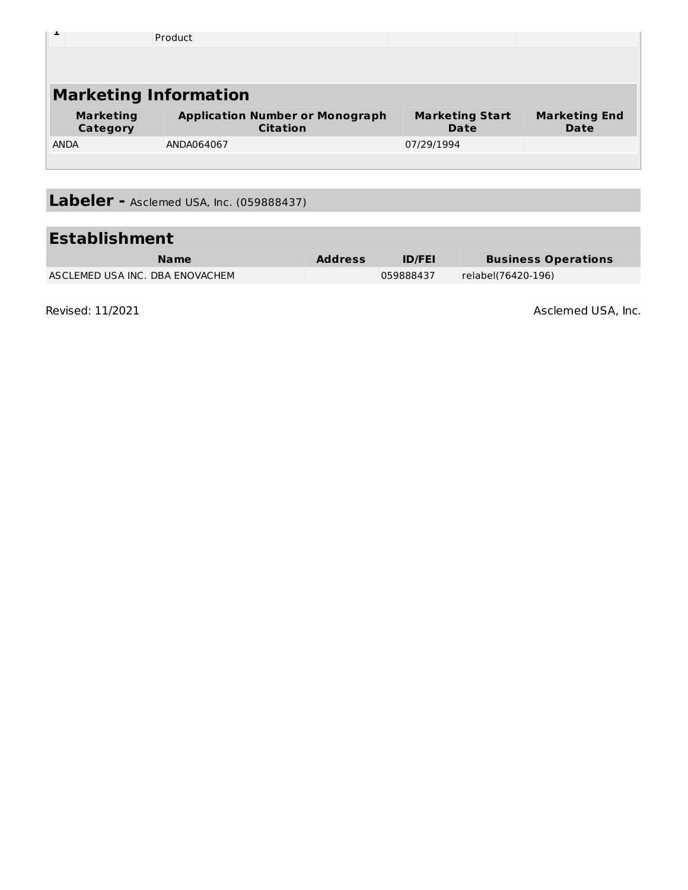| | | | |
|---|---|---|---|
| 1 | Product | | |

## Marketing Information

| Marketing Category | Application Number or Monograph Citation | Marketing Start Date | Marketing End Date |
|---|---|---|---|
| ANDA | ANDA064067 | 07/29/1994 | |

## Labeler - Asclemed USA, Inc. (059888437)

## Establishment

| Name | Address | ID/FEI | Business Operations |
|---|---|---|---|
| ASCLEMED USA INC. DBA ENOVACHEM | | 059888437 | relabel(76420-196) |

Revised: 11/2021

Asclemed USA, Inc.